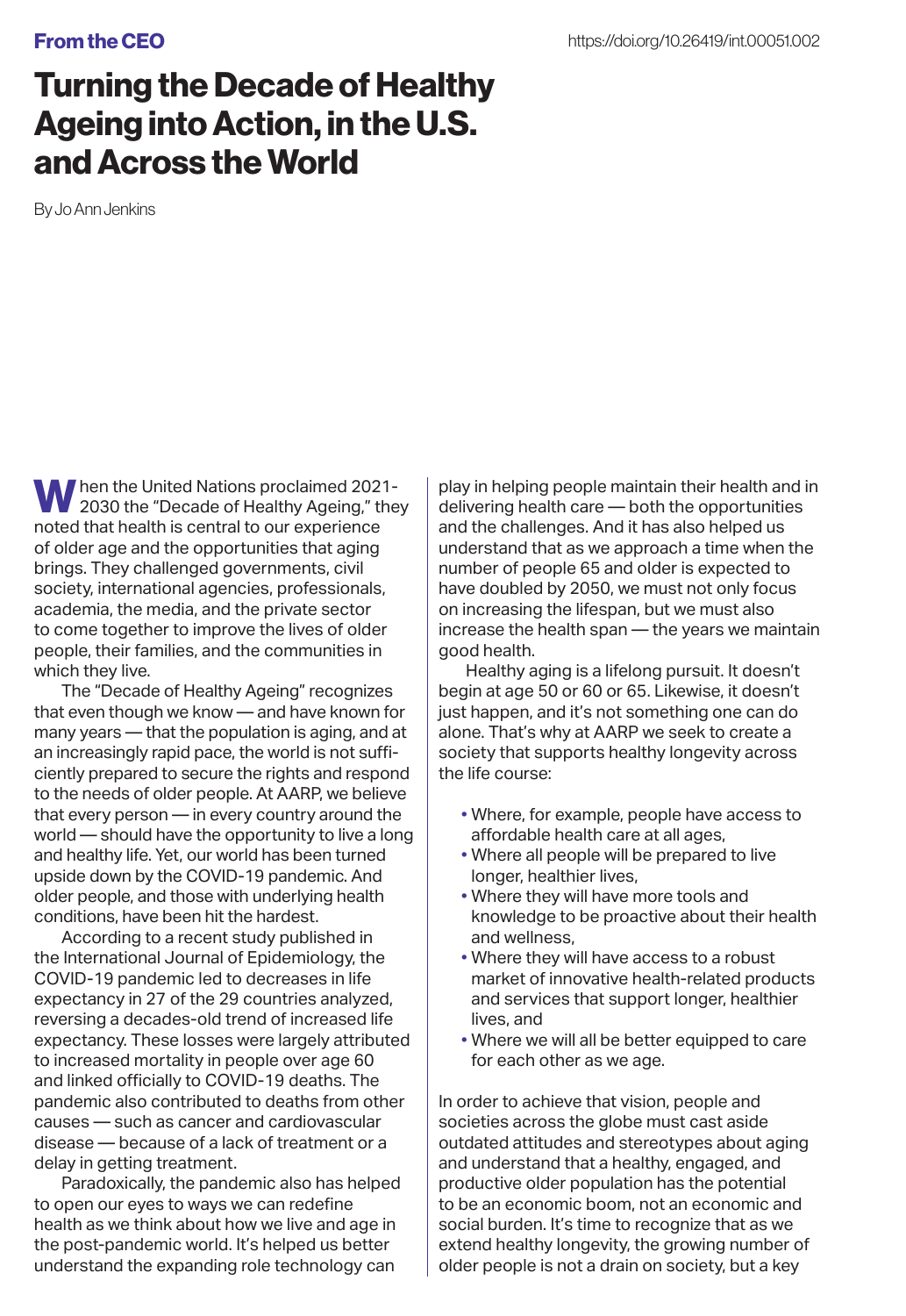From the CEO

https://doi.org/10.26419/int.00051.002

# Turning the Decade of Healthy Ageing into Action, in the U.S. and Across the World

By Jo Ann Jenkins

When the United Nations proclaimed 2021-2030 the "Decade of Healthy Ageing," they noted that health is central to our experience of older age and the opportunities that aging brings. They challenged governments, civil society, international agencies, professionals, academia, the media, and the private sector to come together to improve the lives of older people, their families, and the communities in which they live.

The "Decade of Healthy Ageing" recognizes that even though we know — and have known for many years — that the population is aging, and at an increasingly rapid pace, the world is not sufficiently prepared to secure the rights and respond to the needs of older people. At AARP, we believe that every person — in every country around the world — should have the opportunity to live a long and healthy life. Yet, our world has been turned upside down by the COVID-19 pandemic. And older people, and those with underlying health conditions, have been hit the hardest.

According to a recent study published in the International Journal of Epidemiology, the COVID-19 pandemic led to decreases in life expectancy in 27 of the 29 countries analyzed, reversing a decades-old trend of increased life expectancy. These losses were largely attributed to increased mortality in people over age 60 and linked officially to COVID-19 deaths. The pandemic also contributed to deaths from other causes — such as cancer and cardiovascular disease — because of a lack of treatment or a delay in getting treatment.

Paradoxically, the pandemic also has helped to open our eyes to ways we can redefine health as we think about how we live and age in the post-pandemic world. It's helped us better understand the expanding role technology can play in helping people maintain their health and in delivering health care — both the opportunities and the challenges. And it has also helped us understand that as we approach a time when the number of people 65 and older is expected to have doubled by 2050, we must not only focus on increasing the lifespan, but we must also increase the health span — the years we maintain good health.

Healthy aging is a lifelong pursuit. It doesn't begin at age 50 or 60 or 65. Likewise, it doesn't just happen, and it's not something one can do alone. That's why at AARP we seek to create a society that supports healthy longevity across the life course:

- Where, for example, people have access to affordable health care at all ages,
- Where all people will be prepared to live longer, healthier lives,
- Where they will have more tools and knowledge to be proactive about their health and wellness,
- Where they will have access to a robust market of innovative health-related products and services that support longer, healthier lives, and
- Where we will all be better equipped to care for each other as we age.

In order to achieve that vision, people and societies across the globe must cast aside outdated attitudes and stereotypes about aging and understand that a healthy, engaged, and productive older population has the potential to be an economic boom, not an economic and social burden. It's time to recognize that as we extend healthy longevity, the growing number of older people is not a drain on society, but a key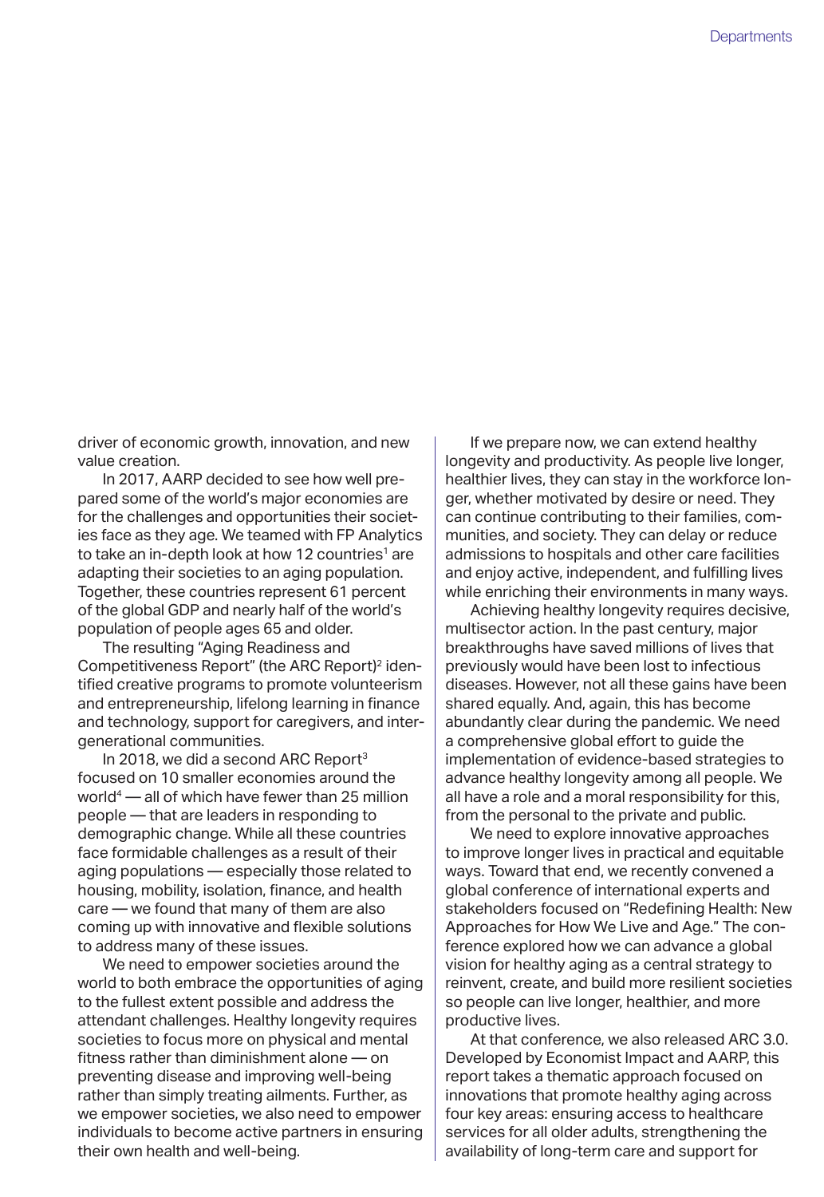driver of economic growth, innovation, and new value creation.

In 2017, AARP decided to see how well prepared some of the world's major economies are for the challenges and opportunities their societies face as they age. We teamed with FP Analytics to take an in-depth look at how 12 countries[1] are adapting their societies to an aging population. Together, these countries represent 61 percent of the global GDP and nearly half of the world's population of people ages 65 and older.

The resulting "Aging Readiness and Competitiveness Report" (the ARC Report)[2] identified creative programs to promote volunteerism and entrepreneurship, lifelong learning in finance and technology, support for caregivers, and intergenerational communities.

In 2018, we did a second ARC Report[3] focused on 10 smaller economies around the world[4] — all of which have fewer than 25 million people — that are leaders in responding to demographic change. While all these countries face formidable challenges as a result of their aging populations — especially those related to housing, mobility, isolation, finance, and health care — we found that many of them are also coming up with innovative and flexible solutions to address many of these issues.

We need to empower societies around the world to both embrace the opportunities of aging to the fullest extent possible and address the attendant challenges. Healthy longevity requires societies to focus more on physical and mental fitness rather than diminishment alone — on preventing disease and improving well-being rather than simply treating ailments. Further, as we empower societies, we also need to empower individuals to become active partners in ensuring their own health and well-being.

If we prepare now, we can extend healthy longevity and productivity. As people live longer, healthier lives, they can stay in the workforce longer, whether motivated by desire or need. They can continue contributing to their families, communities, and society. They can delay or reduce admissions to hospitals and other care facilities and enjoy active, independent, and fulfilling lives while enriching their environments in many ways.

Achieving healthy longevity requires decisive, multisector action. In the past century, major breakthroughs have saved millions of lives that previously would have been lost to infectious diseases. However, not all these gains have been shared equally. And, again, this has become abundantly clear during the pandemic. We need a comprehensive global effort to guide the implementation of evidence-based strategies to advance healthy longevity among all people. We all have a role and a moral responsibility for this, from the personal to the private and public.

We need to explore innovative approaches to improve longer lives in practical and equitable ways. Toward that end, we recently convened a global conference of international experts and stakeholders focused on "Redefining Health: New Approaches for How We Live and Age." The conference explored how we can advance a global vision for healthy aging as a central strategy to reinvent, create, and build more resilient societies so people can live longer, healthier, and more productive lives.

At that conference, we also released ARC 3.0. Developed by Economist Impact and AARP, this report takes a thematic approach focused on innovations that promote healthy aging across four key areas: ensuring access to healthcare services for all older adults, strengthening the availability of long-term care and support for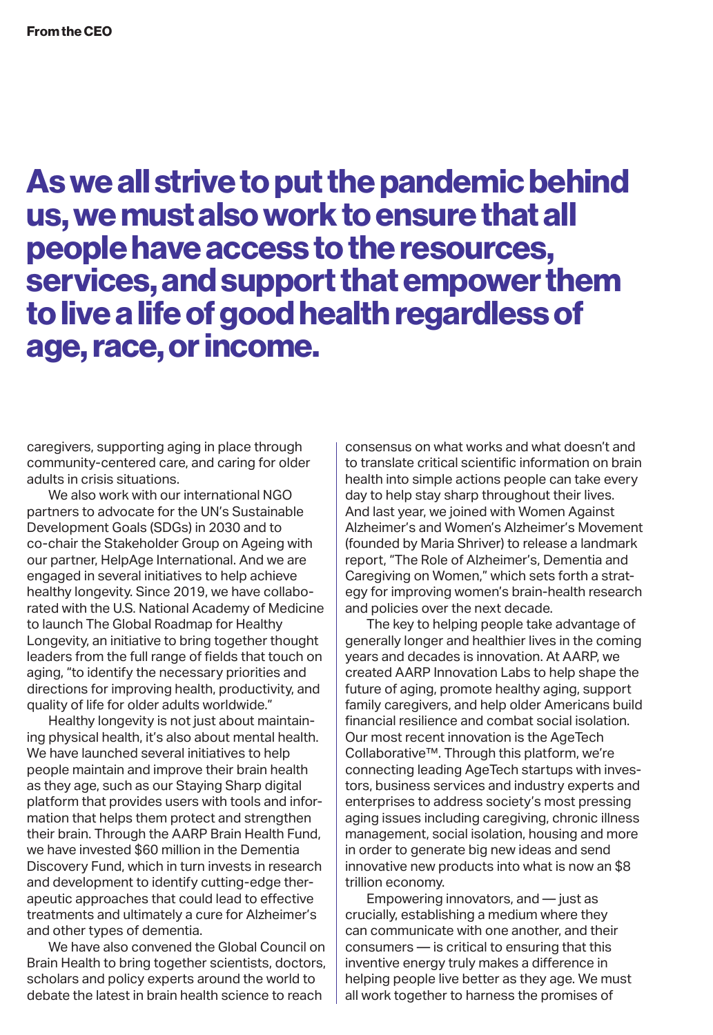# As we all strive to put the pandemic behind us, we must also work to ensure that all people have access to the resources, services, and support that empower them to live a life of good health regardless of age, race, or income.

caregivers, supporting aging in place through community-centered care, and caring for older adults in crisis situations.

We also work with our international NGO partners to advocate for the UN's Sustainable Development Goals (SDGs) in 2030 and to co-chair the Stakeholder Group on Ageing with our partner, HelpAge International. And we are engaged in several initiatives to help achieve healthy longevity. Since 2019, we have collaborated with the U.S. National Academy of Medicine to launch The Global Roadmap for Healthy Longevity, an initiative to bring together thought leaders from the full range of fields that touch on aging, "to identify the necessary priorities and directions for improving health, productivity, and quality of life for older adults worldwide."

Healthy longevity is not just about maintaining physical health, it's also about mental health. We have launched several initiatives to help people maintain and improve their brain health as they age, such as our Staying Sharp digital platform that provides users with tools and information that helps them protect and strengthen their brain. Through the AARP Brain Health Fund, we have invested $60 million in the Dementia Discovery Fund, which in turn invests in research and development to identify cutting-edge therapeutic approaches that could lead to effective treatments and ultimately a cure for Alzheimer's and other types of dementia.

We have also convened the Global Council on Brain Health to bring together scientists, doctors, scholars and policy experts around the world to debate the latest in brain health science to reach consensus on what works and what doesn't and to translate critical scientific information on brain health into simple actions people can take every day to help stay sharp throughout their lives. And last year, we joined with Women Against Alzheimer's and Women's Alzheimer's Movement (founded by Maria Shriver) to release a landmark report, "The Role of Alzheimer's, Dementia and Caregiving on Women," which sets forth a strategy for improving women's brain-health research and policies over the next decade.

The key to helping people take advantage of generally longer and healthier lives in the coming years and decades is innovation. At AARP, we created AARP Innovation Labs to help shape the future of aging, promote healthy aging, support family caregivers, and help older Americans build financial resilience and combat social isolation. Our most recent innovation is the AgeTech Collaborative™. Through this platform, we're connecting leading AgeTech startups with investors, business services and industry experts and enterprises to address society's most pressing aging issues including caregiving, chronic illness management, social isolation, housing and more in order to generate big new ideas and send innovative new products into what is now an $8 trillion economy.

Empowering innovators, and — just as crucially, establishing a medium where they can communicate with one another, and their consumers — is critical to ensuring that this inventive energy truly makes a difference in helping people live better as they age. We must all work together to harness the promises of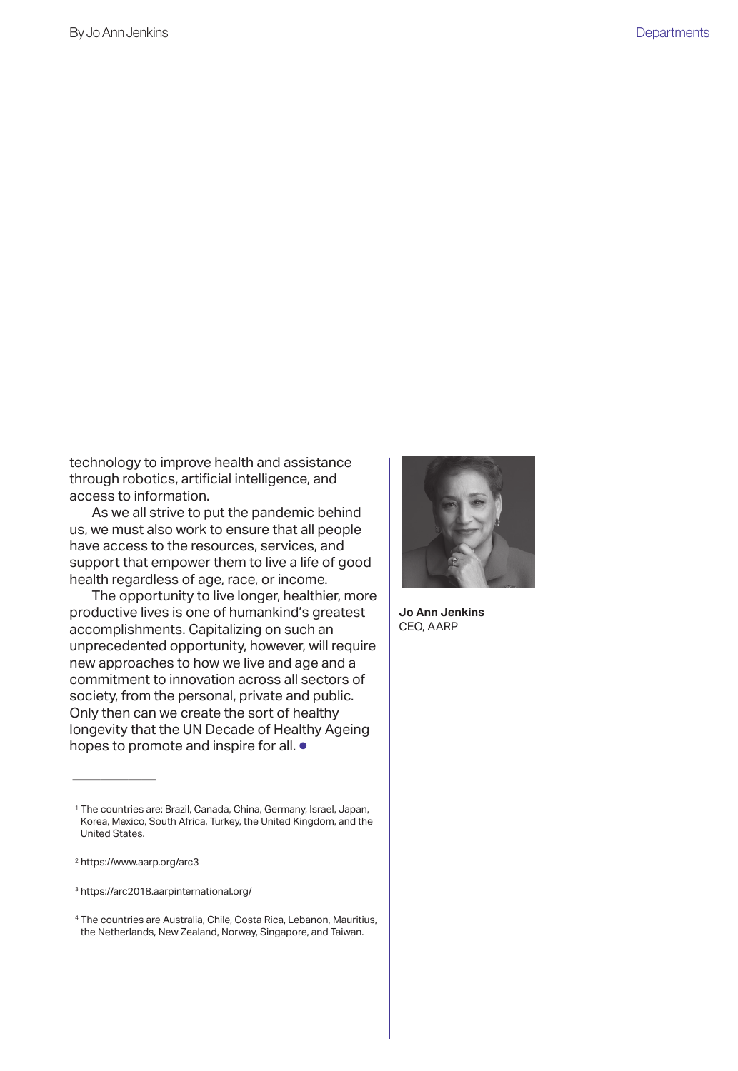technology to improve health and assistance through robotics, artificial intelligence, and access to information.

As we all strive to put the pandemic behind us, we must also work to ensure that all people have access to the resources, services, and support that empower them to live a life of good health regardless of age, race, or income.

The opportunity to live longer, healthier, more productive lives is one of humankind's greatest accomplishments. Capitalizing on such an unprecedented opportunity, however, will require new approaches to how we live and age and a commitment to innovation across all sectors of society, from the personal, private and public. Only then can we create the sort of healthy longevity that the UN Decade of Healthy Ageing hopes to promote and inspire for all. ●

**Jo Ann Jenkins**
CEO, AARP

---

[1] The countries are: Brazil, Canada, China, Germany, Israel, Japan, Korea, Mexico, South Africa, Turkey, the United Kingdom, and the United States.

[2] https://www.aarp.org/arc3

[3] https://arc2018.aarpinternational.org/

[4] The countries are Australia, Chile, Costa Rica, Lebanon, Mauritius, the Netherlands, New Zealand, Norway, Singapore, and Taiwan.